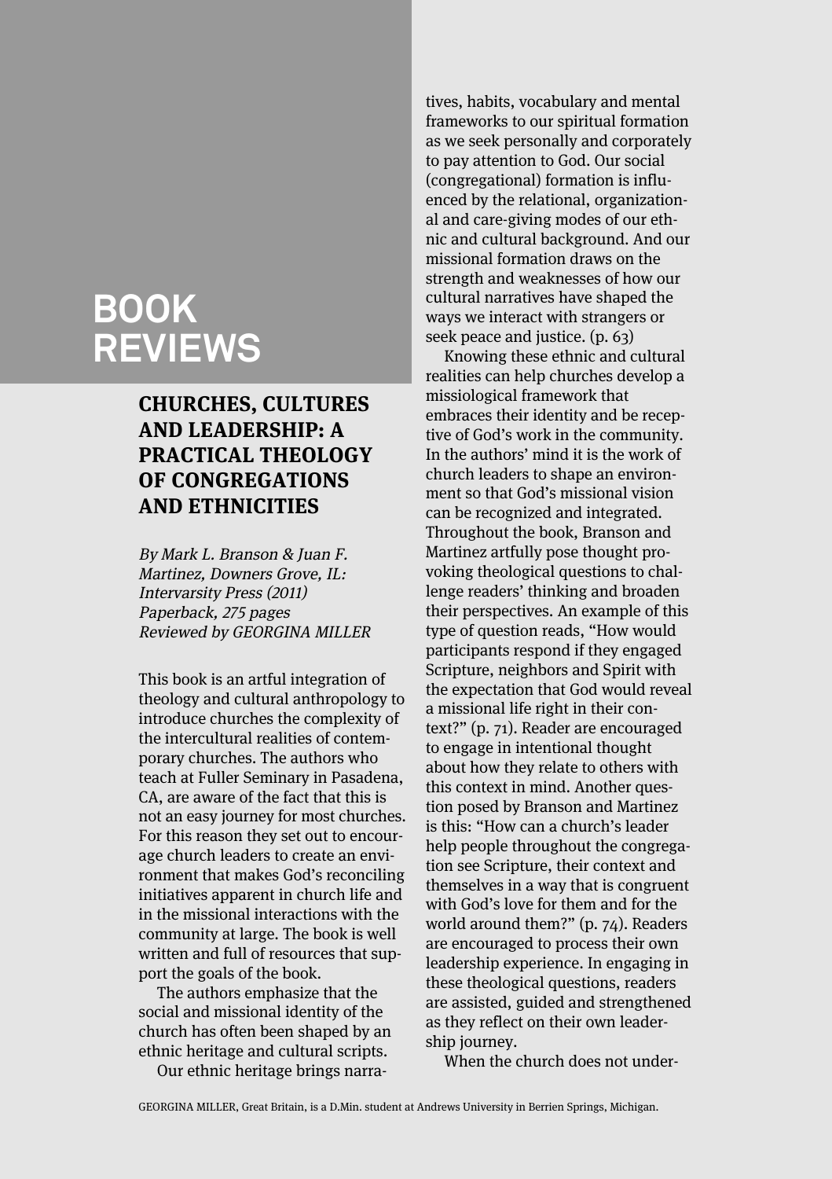# BOOK REVIEWS

## CHURCHES, CULTURES AND LEADERSHIP: A PRACTICAL THEOLOGY OF CONGREGATIONS AND ETHNICITIES

*By Mark L. Branson & Juan F. Martinez, Downers Grove, IL: Intervarsity Press (2011)*
*Paperback, 275 pages*
*Reviewed by GEORGINA MILLER*

This book is an artful integration of theology and cultural anthropology to introduce churches the complexity of the intercultural realities of contemporary churches. The authors who teach at Fuller Seminary in Pasadena, CA, are aware of the fact that this is not an easy journey for most churches. For this reason they set out to encourage church leaders to create an environment that makes God's reconciling initiatives apparent in church life and in the missional interactions with the community at large. The book is well written and full of resources that support the goals of the book.

The authors emphasize that the social and missional identity of the church has often been shaped by an ethnic heritage and cultural scripts.

> Our ethnic heritage brings narratives, habits, vocabulary and mental frameworks to our spiritual formation as we seek personally and corporately to pay attention to God. Our social (congregational) formation is influenced by the relational, organizational and care-giving modes of our ethnic and cultural background. And our missional formation draws on the strength and weaknesses of how our cultural narratives have shaped the ways we interact with strangers or seek peace and justice. (p. 63)

Knowing these ethnic and cultural realities can help churches develop a missiological framework that embraces their identity and be receptive of God's work in the community. In the authors' mind it is the work of church leaders to shape an environment so that God's missional vision can be recognized and integrated. Throughout the book, Branson and Martinez artfully pose thought provoking theological questions to challenge readers' thinking and broaden their perspectives. An example of this type of question reads, "How would participants respond if they engaged Scripture, neighbors and Spirit with the expectation that God would reveal a missional life right in their context?" (p. 71). Reader are encouraged to engage in intentional thought about how they relate to others with this context in mind. Another question posed by Branson and Martinez is this: "How can a church's leader help people throughout the congregation see Scripture, their context and themselves in a way that is congruent with God's love for them and for the world around them?" (p. 74). Readers are encouraged to process their own leadership experience. In engaging in these theological questions, readers are assisted, guided and strengthened as they reflect on their own leadership journey.

When the church does not under-

GEORGINA MILLER, Great Britain, is a D.Min. student at Andrews University in Berrien Springs, Michigan.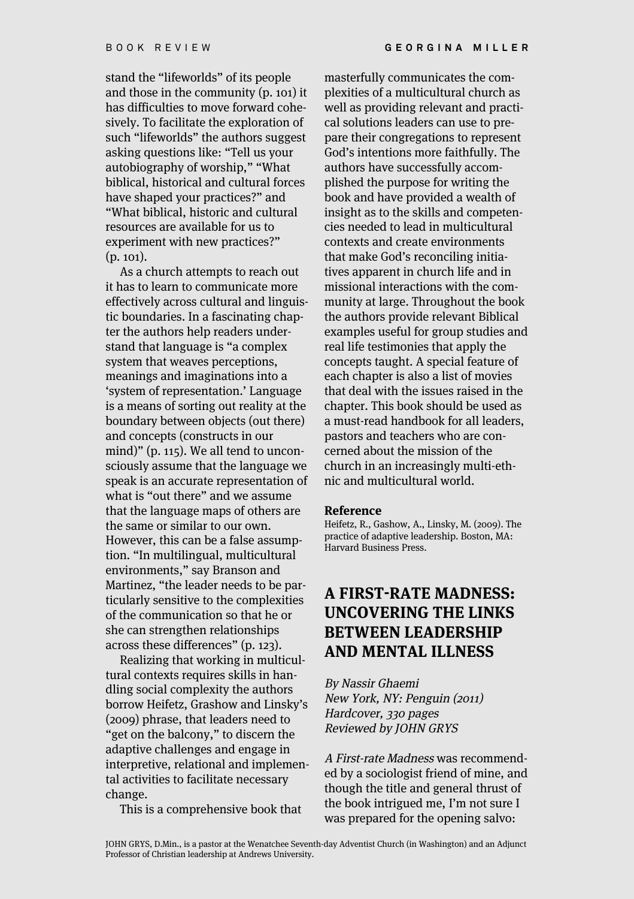stand the "lifeworlds" of its people and those in the community (p. 101) it has difficulties to move forward cohesively. To facilitate the exploration of such "lifeworlds" the authors suggest asking questions like: "Tell us your autobiography of worship," "What biblical, historical and cultural forces have shaped your practices?" and "What biblical, historic and cultural resources are available for us to experiment with new practices?" (p. 101).

As a church attempts to reach out it has to learn to communicate more effectively across cultural and linguistic boundaries. In a fascinating chapter the authors help readers understand that language is "a complex system that weaves perceptions, meanings and imaginations into a 'system of representation.' Language is a means of sorting out reality at the boundary between objects (out there) and concepts (constructs in our mind)" (p. 115). We all tend to unconsciously assume that the language we speak is an accurate representation of what is "out there" and we assume that the language maps of others are the same or similar to our own. However, this can be a false assumption. "In multilingual, multicultural environments," say Branson and Martinez, "the leader needs to be particularly sensitive to the complexities of the communication so that he or she can strengthen relationships across these differences" (p. 123).

Realizing that working in multicultural contexts requires skills in handling social complexity the authors borrow Heifetz, Grashow and Linsky's (2009) phrase, that leaders need to "get on the balcony," to discern the adaptive challenges and engage in interpretive, relational and implemental activities to facilitate necessary change.

This is a comprehensive book that masterfully communicates the complexities of a multicultural church as well as providing relevant and practical solutions leaders can use to prepare their congregations to represent God's intentions more faithfully. The authors have successfully accomplished the purpose for writing the book and have provided a wealth of insight as to the skills and competencies needed to lead in multicultural contexts and create environments that make God's reconciling initiatives apparent in church life and in missional interactions with the community at large. Throughout the book the authors provide relevant Biblical examples useful for group studies and real life testimonies that apply the concepts taught. A special feature of each chapter is also a list of movies that deal with the issues raised in the chapter. This book should be used as a must-read handbook for all leaders, pastors and teachers who are concerned about the mission of the church in an increasingly multi-ethnic and multicultural world.

**Reference**

Heifetz, R., Gashow, A., Linsky, M. (2009). The practice of adaptive leadership. Boston, MA: Harvard Business Press.

## A FIRST-RATE MADNESS: UNCOVERING THE LINKS BETWEEN LEADERSHIP AND MENTAL ILLNESS

*By Nassir Ghaemi*
*New York, NY: Penguin (2011)*
*Hardcover, 330 pages*
*Reviewed by JOHN GRYS*

*A First-rate Madness* was recommended by a sociologist friend of mine, and though the title and general thrust of the book intrigued me, I'm not sure I was prepared for the opening salvo:

JOHN GRYS, D.Min., is a pastor at the Wenatchee Seventh-day Adventist Church (in Washington) and an Adjunct Professor of Christian leadership at Andrews University.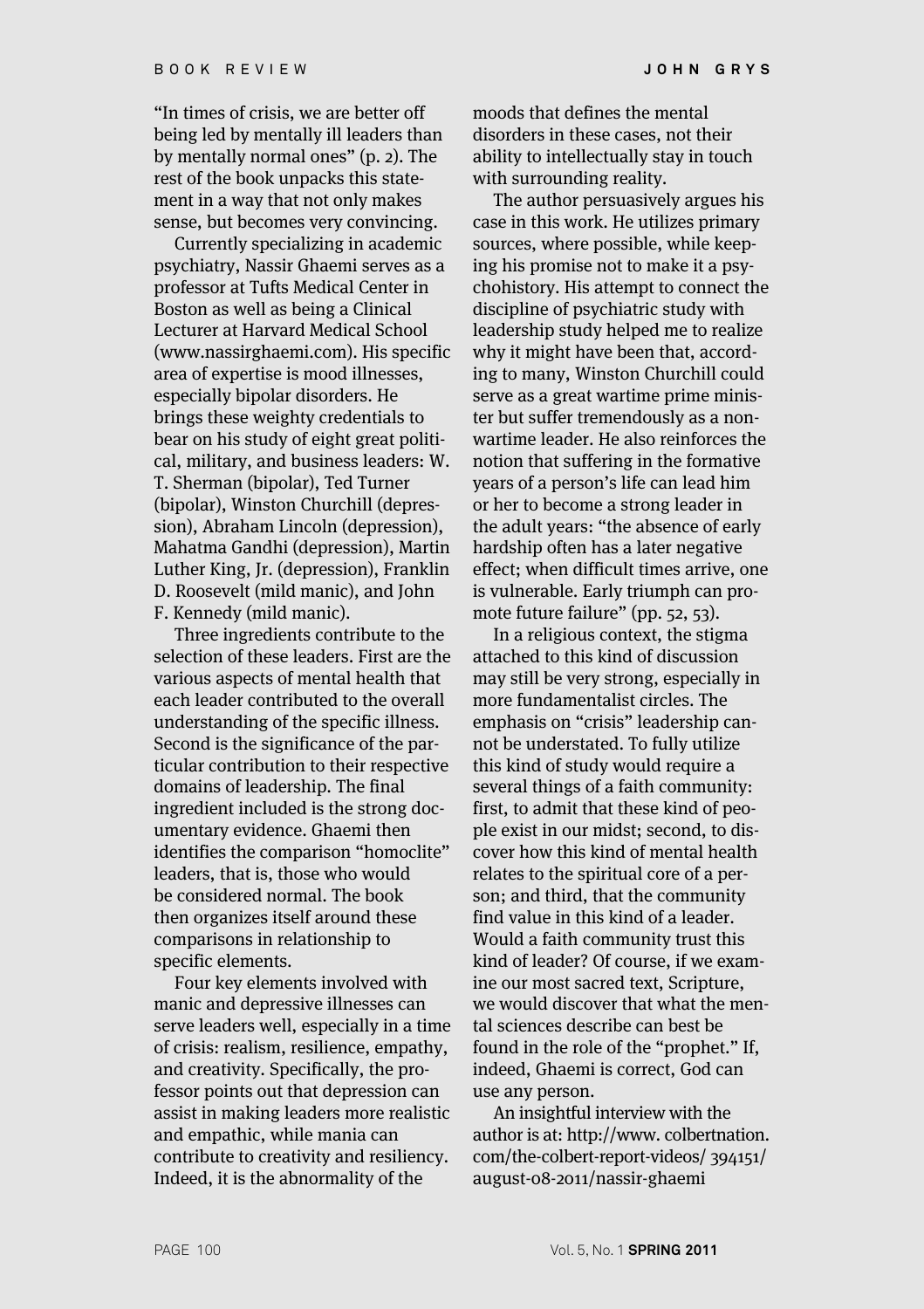"In times of crisis, we are better off being led by mentally ill leaders than by mentally normal ones" (p. 2). The rest of the book unpacks this statement in a way that not only makes sense, but becomes very convincing.

Currently specializing in academic psychiatry, Nassir Ghaemi serves as a professor at Tufts Medical Center in Boston as well as being a Clinical Lecturer at Harvard Medical School (www.nassirghaemi.com). His specific area of expertise is mood illnesses, especially bipolar disorders. He brings these weighty credentials to bear on his study of eight great political, military, and business leaders: W. T. Sherman (bipolar), Ted Turner (bipolar), Winston Churchill (depression), Abraham Lincoln (depression), Mahatma Gandhi (depression), Martin Luther King, Jr. (depression), Franklin D. Roosevelt (mild manic), and John F. Kennedy (mild manic).

Three ingredients contribute to the selection of these leaders. First are the various aspects of mental health that each leader contributed to the overall understanding of the specific illness. Second is the significance of the particular contribution to their respective domains of leadership. The final ingredient included is the strong documentary evidence. Ghaemi then identifies the comparison "homoclite" leaders, that is, those who would be considered normal. The book then organizes itself around these comparisons in relationship to specific elements.

Four key elements involved with manic and depressive illnesses can serve leaders well, especially in a time of crisis: realism, resilience, empathy, and creativity. Specifically, the professor points out that depression can assist in making leaders more realistic and empathic, while mania can contribute to creativity and resiliency. Indeed, it is the abnormality of the moods that defines the mental disorders in these cases, not their ability to intellectually stay in touch with surrounding reality.

The author persuasively argues his case in this work. He utilizes primary sources, where possible, while keeping his promise not to make it a psychohistory. His attempt to connect the discipline of psychiatric study with leadership study helped me to realize why it might have been that, according to many, Winston Churchill could serve as a great wartime prime minister but suffer tremendously as a nonwartime leader. He also reinforces the notion that suffering in the formative years of a person's life can lead him or her to become a strong leader in the adult years: "the absence of early hardship often has a later negative effect; when difficult times arrive, one is vulnerable. Early triumph can promote future failure" (pp. 52, 53).

In a religious context, the stigma attached to this kind of discussion may still be very strong, especially in more fundamentalist circles. The emphasis on "crisis" leadership cannot be understated. To fully utilize this kind of study would require a several things of a faith community: first, to admit that these kind of people exist in our midst; second, to discover how this kind of mental health relates to the spiritual core of a person; and third, that the community find value in this kind of a leader. Would a faith community trust this kind of leader? Of course, if we examine our most sacred text, Scripture, we would discover that what the mental sciences describe can best be found in the role of the "prophet." If, indeed, Ghaemi is correct, God can use any person.

An insightful interview with the author is at: http://www. colbertnation.com/the-colbert-report-videos/ 394151/ august-08-2011/nassir-ghaemi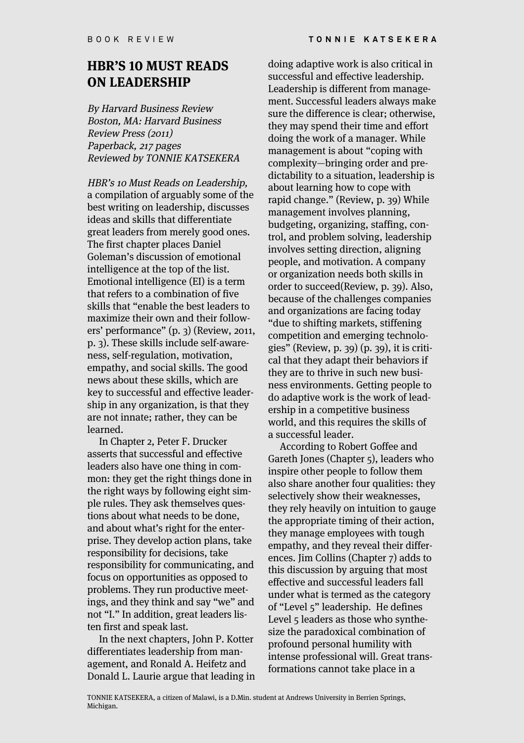BOOK REVIEW

## HBR'S 10 MUST READS ON LEADERSHIP

*By Harvard Business Review*
*Boston, MA: Harvard Business Review Press (2011)*
*Paperback, 217 pages*
*Reviewed by TONNIE KATSEKERA*

*HBR's 10 Must Reads on Leadership,* a compilation of arguably some of the best writing on leadership, discusses ideas and skills that differentiate great leaders from merely good ones. The first chapter places Daniel Goleman's discussion of emotional intelligence at the top of the list. Emotional intelligence (EI) is a term that refers to a combination of five skills that "enable the best leaders to maximize their own and their followers' performance" (p. 3) (Review, 2011, p. 3). These skills include self-awareness, self-regulation, motivation, empathy, and social skills. The good news about these skills, which are key to successful and effective leadership in any organization, is that they are not innate; rather, they can be learned.

In Chapter 2, Peter F. Drucker asserts that successful and effective leaders also have one thing in common: they get the right things done in the right ways by following eight simple rules. They ask themselves questions about what needs to be done, and about what's right for the enterprise. They develop action plans, take responsibility for decisions, take responsibility for communicating, and focus on opportunities as opposed to problems. They run productive meetings, and they think and say "we" and not "I." In addition, great leaders listen first and speak last.

In the next chapters, John P. Kotter differentiates leadership from management, and Ronald A. Heifetz and Donald L. Laurie argue that leading in doing adaptive work is also critical in successful and effective leadership. Leadership is different from management. Successful leaders always make sure the difference is clear; otherwise, they may spend their time and effort doing the work of a manager. While management is about "coping with complexity—bringing order and predictability to a situation, leadership is about learning how to cope with rapid change." (Review, p. 39) While management involves planning, budgeting, organizing, staffing, control, and problem solving, leadership involves setting direction, aligning people, and motivation. A company or organization needs both skills in order to succeed(Review, p. 39). Also, because of the challenges companies and organizations are facing today "due to shifting markets, stiffening competition and emerging technologies" (Review, p. 39) (p. 39), it is critical that they adapt their behaviors if they are to thrive in such new business environments. Getting people to do adaptive work is the work of leadership in a competitive business world, and this requires the skills of a successful leader.

According to Robert Goffee and Gareth Jones (Chapter 5), leaders who inspire other people to follow them also share another four qualities: they selectively show their weaknesses, they rely heavily on intuition to gauge the appropriate timing of their action, they manage employees with tough empathy, and they reveal their differences. Jim Collins (Chapter 7) adds to this discussion by arguing that most effective and successful leaders fall under what is termed as the category of "Level 5" leadership. He defines Level 5 leaders as those who synthesize the paradoxical combination of profound personal humility with intense professional will. Great transformations cannot take place in a

TONNIE KATSEKERA, a citizen of Malawi, is a D.Min. student at Andrews University in Berrien Springs, Michigan.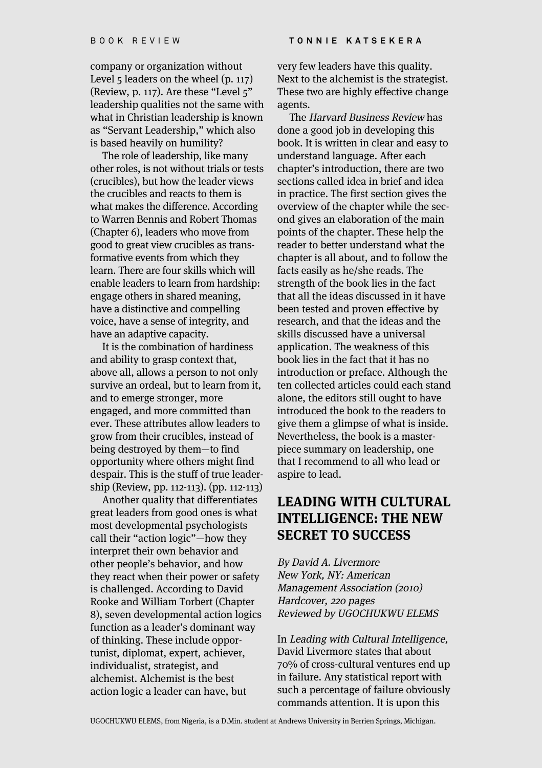company or organization without Level 5 leaders on the wheel (p. 117) (Review, p. 117). Are these "Level 5" leadership qualities not the same with what in Christian leadership is known as "Servant Leadership," which also is based heavily on humility?

The role of leadership, like many other roles, is not without trials or tests (crucibles), but how the leader views the crucibles and reacts to them is what makes the difference. According to Warren Bennis and Robert Thomas (Chapter 6), leaders who move from good to great view crucibles as transformative events from which they learn. There are four skills which will enable leaders to learn from hardship: engage others in shared meaning, have a distinctive and compelling voice, have a sense of integrity, and have an adaptive capacity.

It is the combination of hardiness and ability to grasp context that, above all, allows a person to not only survive an ordeal, but to learn from it, and to emerge stronger, more engaged, and more committed than ever. These attributes allow leaders to grow from their crucibles, instead of being destroyed by them—to find opportunity where others might find despair. This is the stuff of true leadership (Review, pp. 112-113). (pp. 112-113)

Another quality that differentiates great leaders from good ones is what most developmental psychologists call their "action logic"—how they interpret their own behavior and other people's behavior, and how they react when their power or safety is challenged. According to David Rooke and William Torbert (Chapter 8), seven developmental action logics function as a leader's dominant way of thinking. These include opportunist, diplomat, expert, achiever, individualist, strategist, and alchemist. Alchemist is the best action logic a leader can have, but very few leaders have this quality. Next to the alchemist is the strategist. These two are highly effective change agents.

The *Harvard Business Review* has done a good job in developing this book. It is written in clear and easy to understand language. After each chapter's introduction, there are two sections called idea in brief and idea in practice. The first section gives the overview of the chapter while the second gives an elaboration of the main points of the chapter. These help the reader to better understand what the chapter is all about, and to follow the facts easily as he/she reads. The strength of the book lies in the fact that all the ideas discussed in it have been tested and proven effective by research, and that the ideas and the skills discussed have a universal application. The weakness of this book lies in the fact that it has no introduction or preface. Although the ten collected articles could each stand alone, the editors still ought to have introduced the book to the readers to give them a glimpse of what is inside. Nevertheless, the book is a masterpiece summary on leadership, one that I recommend to all who lead or aspire to lead.

## LEADING WITH CULTURAL INTELLIGENCE: THE NEW SECRET TO SUCCESS

*By David A. Livermore*
*New York, NY: American Management Association (2010)*
*Hardcover, 220 pages*
*Reviewed by UGOCHUKWU ELEMS*

In *Leading with Cultural Intelligence,* David Livermore states that about 70% of cross-cultural ventures end up in failure. Any statistical report with such a percentage of failure obviously commands attention. It is upon this

UGOCHUKWU ELEMS, from Nigeria, is a D.Min. student at Andrews University in Berrien Springs, Michigan.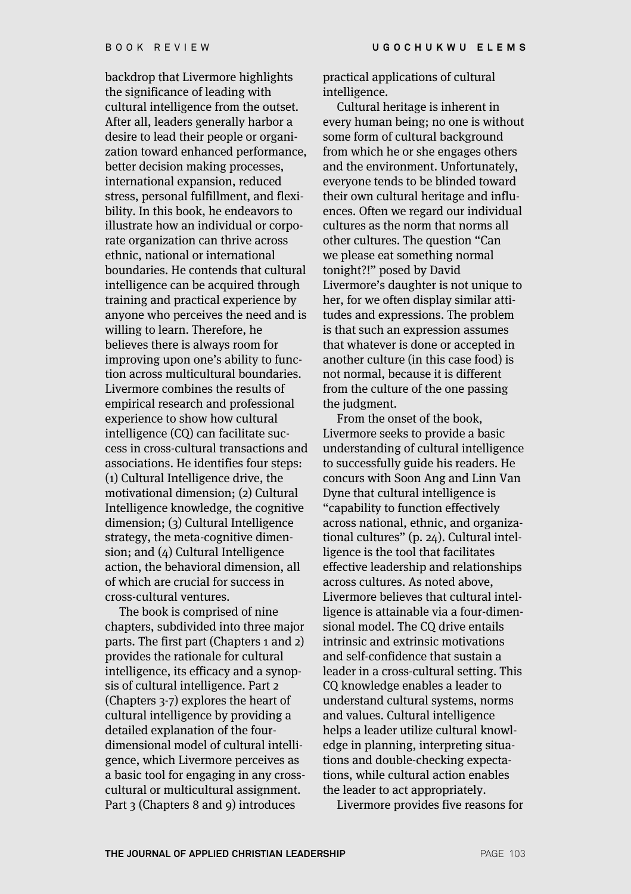backdrop that Livermore highlights the significance of leading with cultural intelligence from the outset. After all, leaders generally harbor a desire to lead their people or organization toward enhanced performance, better decision making processes, international expansion, reduced stress, personal fulfillment, and flexibility. In this book, he endeavors to illustrate how an individual or corporate organization can thrive across ethnic, national or international boundaries. He contends that cultural intelligence can be acquired through training and practical experience by anyone who perceives the need and is willing to learn. Therefore, he believes there is always room for improving upon one's ability to function across multicultural boundaries. Livermore combines the results of empirical research and professional experience to show how cultural intelligence (CQ) can facilitate success in cross-cultural transactions and associations. He identifies four steps: (1) Cultural Intelligence drive, the motivational dimension; (2) Cultural Intelligence knowledge, the cognitive dimension; (3) Cultural Intelligence strategy, the meta-cognitive dimension; and (4) Cultural Intelligence action, the behavioral dimension, all of which are crucial for success in cross-cultural ventures.

The book is comprised of nine chapters, subdivided into three major parts. The first part (Chapters 1 and 2) provides the rationale for cultural intelligence, its efficacy and a synopsis of cultural intelligence. Part 2 (Chapters 3-7) explores the heart of cultural intelligence by providing a detailed explanation of the four-dimensional model of cultural intelligence, which Livermore perceives as a basic tool for engaging in any cross-cultural or multicultural assignment. Part 3 (Chapters 8 and 9) introduces practical applications of cultural intelligence.

Cultural heritage is inherent in every human being; no one is without some form of cultural background from which he or she engages others and the environment. Unfortunately, everyone tends to be blinded toward their own cultural heritage and influences. Often we regard our individual cultures as the norm that norms all other cultures. The question "Can we please eat something normal tonight?!" posed by David Livermore's daughter is not unique to her, for we often display similar attitudes and expressions. The problem is that such an expression assumes that whatever is done or accepted in another culture (in this case food) is not normal, because it is different from the culture of the one passing the judgment.

From the onset of the book, Livermore seeks to provide a basic understanding of cultural intelligence to successfully guide his readers. He concurs with Soon Ang and Linn Van Dyne that cultural intelligence is "capability to function effectively across national, ethnic, and organizational cultures" (p. 24). Cultural intelligence is the tool that facilitates effective leadership and relationships across cultures. As noted above, Livermore believes that cultural intelligence is attainable via a four-dimensional model. The CQ drive entails intrinsic and extrinsic motivations and self-confidence that sustain a leader in a cross-cultural setting. This CQ knowledge enables a leader to understand cultural systems, norms and values. Cultural intelligence helps a leader utilize cultural knowledge in planning, interpreting situations and double-checking expectations, while cultural action enables the leader to act appropriately.

Livermore provides five reasons for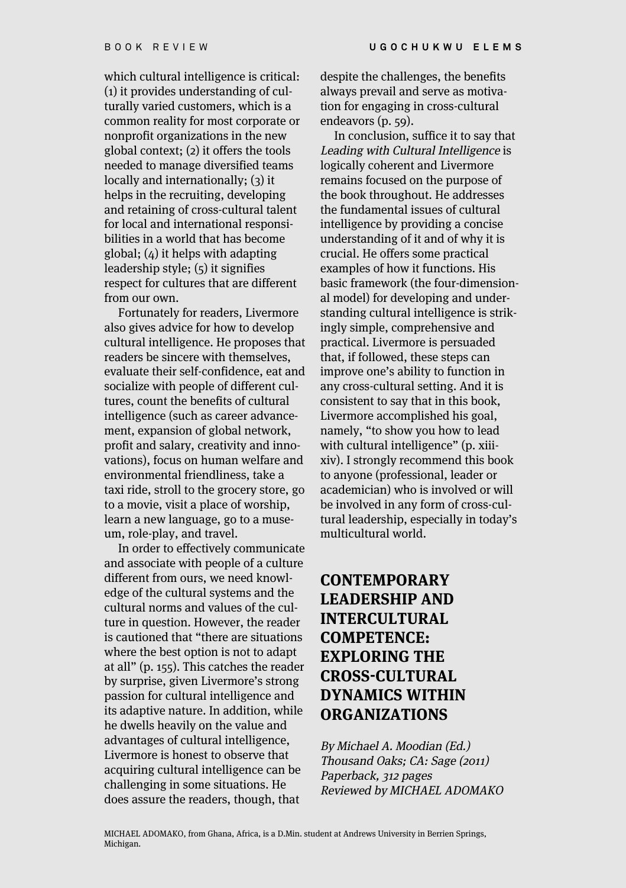which cultural intelligence is critical: (1) it provides understanding of culturally varied customers, which is a common reality for most corporate or nonprofit organizations in the new global context; (2) it offers the tools needed to manage diversified teams locally and internationally; (3) it helps in the recruiting, developing and retaining of cross-cultural talent for local and international responsibilities in a world that has become global; (4) it helps with adapting leadership style; (5) it signifies respect for cultures that are different from our own.

Fortunately for readers, Livermore also gives advice for how to develop cultural intelligence. He proposes that readers be sincere with themselves, evaluate their self-confidence, eat and socialize with people of different cultures, count the benefits of cultural intelligence (such as career advancement, expansion of global network, profit and salary, creativity and innovations), focus on human welfare and environmental friendliness, take a taxi ride, stroll to the grocery store, go to a movie, visit a place of worship, learn a new language, go to a museum, role-play, and travel.

In order to effectively communicate and associate with people of a culture different from ours, we need knowledge of the cultural systems and the cultural norms and values of the culture in question. However, the reader is cautioned that "there are situations where the best option is not to adapt at all" (p. 155). This catches the reader by surprise, given Livermore's strong passion for cultural intelligence and its adaptive nature. In addition, while he dwells heavily on the value and advantages of cultural intelligence, Livermore is honest to observe that acquiring cultural intelligence can be challenging in some situations. He does assure the readers, though, that despite the challenges, the benefits always prevail and serve as motivation for engaging in cross-cultural endeavors (p. 59).

In conclusion, suffice it to say that *Leading with Cultural Intelligence* is logically coherent and Livermore remains focused on the purpose of the book throughout. He addresses the fundamental issues of cultural intelligence by providing a concise understanding of it and of why it is crucial. He offers some practical examples of how it functions. His basic framework (the four-dimensional model) for developing and understanding cultural intelligence is strikingly simple, comprehensive and practical. Livermore is persuaded that, if followed, these steps can improve one's ability to function in any cross-cultural setting. And it is consistent to say that in this book, Livermore accomplished his goal, namely, "to show you how to lead with cultural intelligence" (p. xiii-xiv). I strongly recommend this book to anyone (professional, leader or academician) who is involved or will be involved in any form of cross-cultural leadership, especially in today's multicultural world.

## CONTEMPORARY LEADERSHIP AND INTERCULTURAL COMPETENCE: EXPLORING THE CROSS-CULTURAL DYNAMICS WITHIN ORGANIZATIONS

*By Michael A. Moodian (Ed.)*
*Thousand Oaks; CA: Sage (2011)*
*Paperback, 312 pages*
*Reviewed by MICHAEL ADOMAKO*

MICHAEL ADOMAKO, from Ghana, Africa, is a D.Min. student at Andrews University in Berrien Springs, Michigan.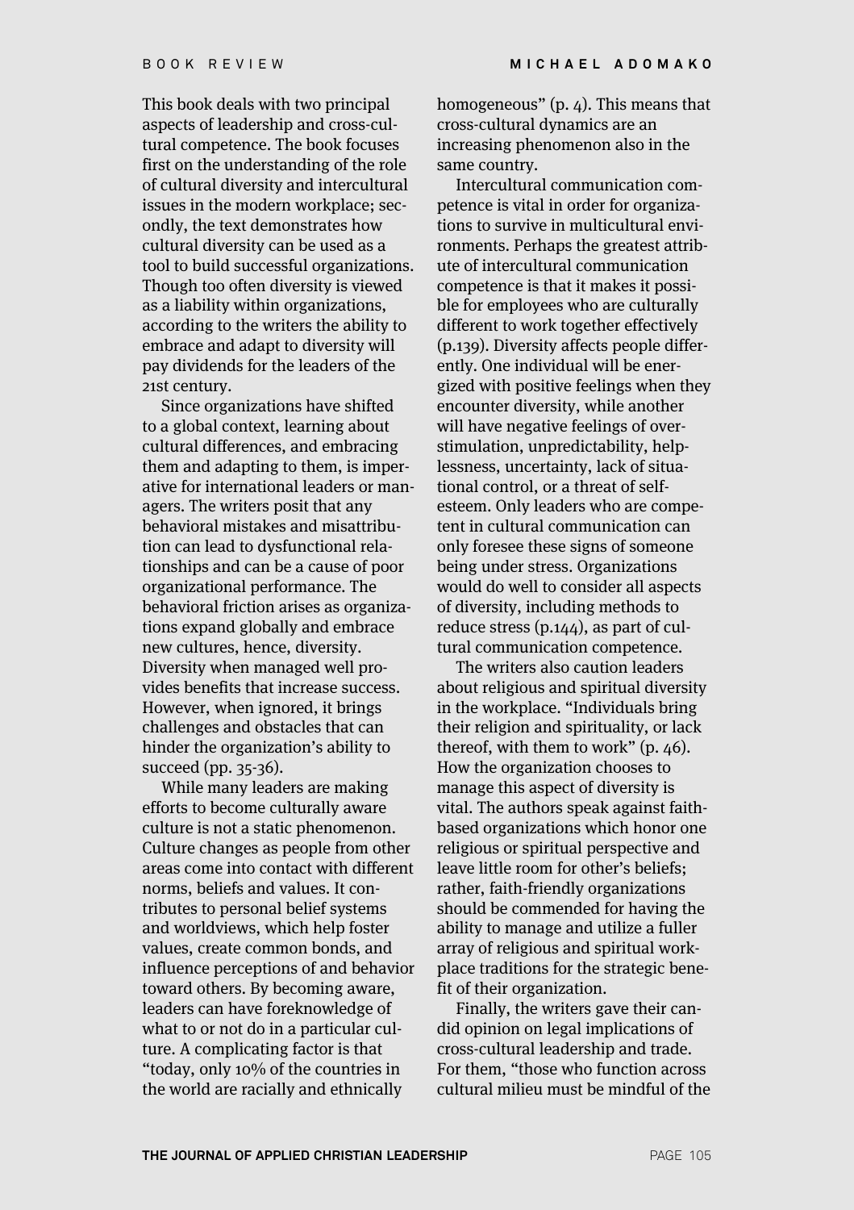This book deals with two principal aspects of leadership and cross-cultural competence. The book focuses first on the understanding of the role of cultural diversity and intercultural issues in the modern workplace; secondly, the text demonstrates how cultural diversity can be used as a tool to build successful organizations. Though too often diversity is viewed as a liability within organizations, according to the writers the ability to embrace and adapt to diversity will pay dividends for the leaders of the 21st century.

Since organizations have shifted to a global context, learning about cultural differences, and embracing them and adapting to them, is imperative for international leaders or managers. The writers posit that any behavioral mistakes and misattribution can lead to dysfunctional relationships and can be a cause of poor organizational performance. The behavioral friction arises as organizations expand globally and embrace new cultures, hence, diversity. Diversity when managed well provides benefits that increase success. However, when ignored, it brings challenges and obstacles that can hinder the organization's ability to succeed (pp. 35-36).

While many leaders are making efforts to become culturally aware culture is not a static phenomenon. Culture changes as people from other areas come into contact with different norms, beliefs and values. It contributes to personal belief systems and worldviews, which help foster values, create common bonds, and influence perceptions of and behavior toward others. By becoming aware, leaders can have foreknowledge of what to or not do in a particular culture. A complicating factor is that "today, only 10% of the countries in the world are racially and ethnically homogeneous" (p. 4). This means that cross-cultural dynamics are an increasing phenomenon also in the same country.

Intercultural communication competence is vital in order for organizations to survive in multicultural environments. Perhaps the greatest attribute of intercultural communication competence is that it makes it possible for employees who are culturally different to work together effectively (p.139). Diversity affects people differently. One individual will be energized with positive feelings when they encounter diversity, while another will have negative feelings of overstimulation, unpredictability, helplessness, uncertainty, lack of situational control, or a threat of self-esteem. Only leaders who are competent in cultural communication can only foresee these signs of someone being under stress. Organizations would do well to consider all aspects of diversity, including methods to reduce stress (p.144), as part of cultural communication competence.

The writers also caution leaders about religious and spiritual diversity in the workplace. "Individuals bring their religion and spirituality, or lack thereof, with them to work" (p. 46). How the organization chooses to manage this aspect of diversity is vital. The authors speak against faith-based organizations which honor one religious or spiritual perspective and leave little room for other's beliefs; rather, faith-friendly organizations should be commended for having the ability to manage and utilize a fuller array of religious and spiritual workplace traditions for the strategic benefit of their organization.

Finally, the writers gave their candid opinion on legal implications of cross-cultural leadership and trade. For them, "those who function across cultural milieu must be mindful of the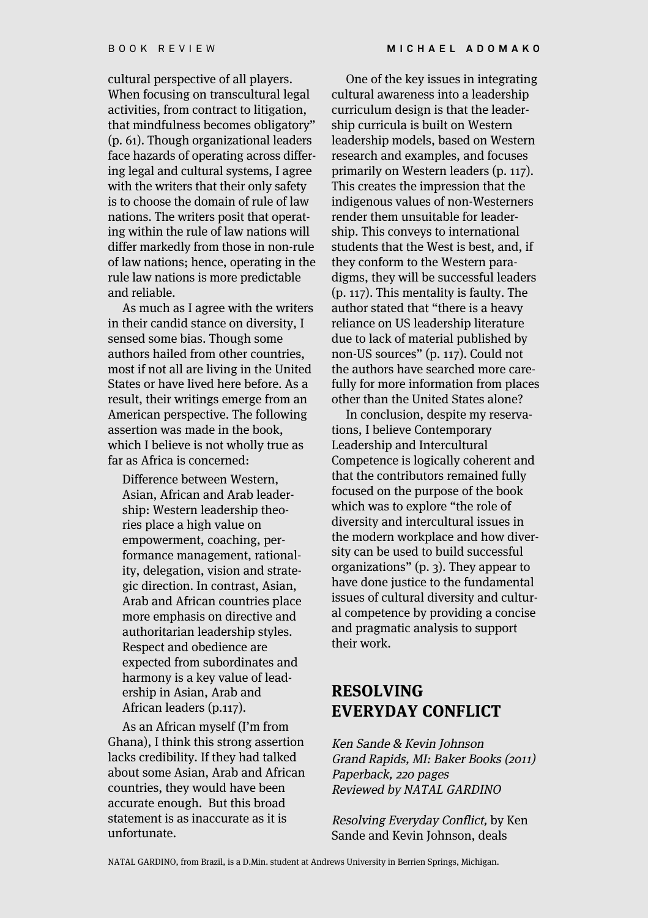cultural perspective of all players. When focusing on transcultural legal activities, from contract to litigation, that mindfulness becomes obligatory" (p. 61). Though organizational leaders face hazards of operating across differing legal and cultural systems, I agree with the writers that their only safety is to choose the domain of rule of law nations. The writers posit that operating within the rule of law nations will differ markedly from those in non-rule of law nations; hence, operating in the rule law nations is more predictable and reliable.

As much as I agree with the writers in their candid stance on diversity, I sensed some bias. Though some authors hailed from other countries, most if not all are living in the United States or have lived here before. As a result, their writings emerge from an American perspective. The following assertion was made in the book, which I believe is not wholly true as far as Africa is concerned:

> Difference between Western, Asian, African and Arab leadership: Western leadership theories place a high value on empowerment, coaching, performance management, rationality, delegation, vision and strategic direction. In contrast, Asian, Arab and African countries place more emphasis on directive and authoritarian leadership styles. Respect and obedience are expected from subordinates and harmony is a key value of leadership in Asian, Arab and African leaders (p.117).

As an African myself (I'm from Ghana), I think this strong assertion lacks credibility. If they had talked about some Asian, Arab and African countries, they would have been accurate enough. But this broad statement is as inaccurate as it is unfortunate.

One of the key issues in integrating cultural awareness into a leadership curriculum design is that the leadership curricula is built on Western leadership models, based on Western research and examples, and focuses primarily on Western leaders (p. 117). This creates the impression that the indigenous values of non-Westerners render them unsuitable for leadership. This conveys to international students that the West is best, and, if they conform to the Western paradigms, they will be successful leaders (p. 117). This mentality is faulty. The author stated that "there is a heavy reliance on US leadership literature due to lack of material published by non-US sources" (p. 117). Could not the authors have searched more carefully for more information from places other than the United States alone?

In conclusion, despite my reservations, I believe Contemporary Leadership and Intercultural Competence is logically coherent and that the contributors remained fully focused on the purpose of the book which was to explore "the role of diversity and intercultural issues in the modern workplace and how diversity can be used to build successful organizations" (p. 3). They appear to have done justice to the fundamental issues of cultural diversity and cultural competence by providing a concise and pragmatic analysis to support their work.

## RESOLVING EVERYDAY CONFLICT

*Ken Sande & Kevin Johnson*
*Grand Rapids, MI: Baker Books (2011)*
*Paperback, 220 pages*
*Reviewed by NATAL GARDINO*

*Resolving Everyday Conflict,* by Ken Sande and Kevin Johnson, deals

NATAL GARDINO, from Brazil, is a D.Min. student at Andrews University in Berrien Springs, Michigan.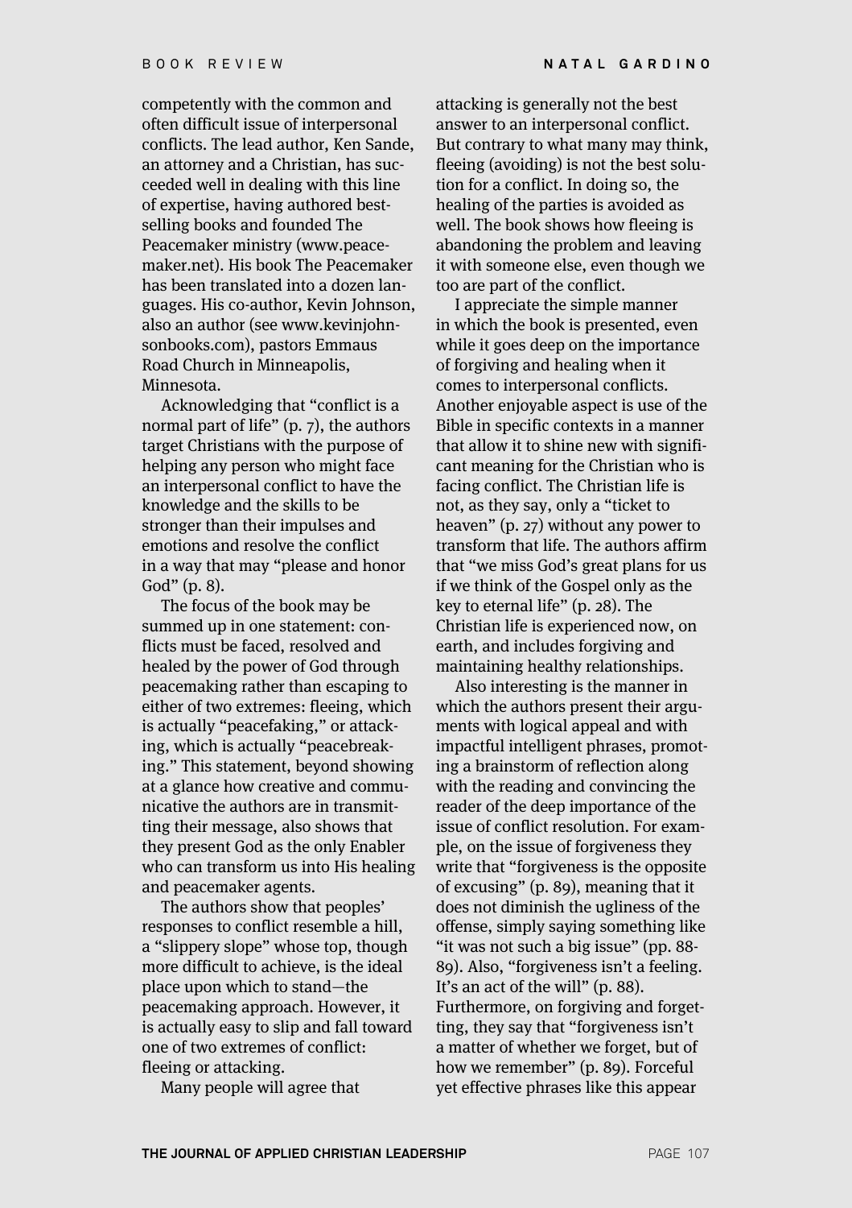competently with the common and often difficult issue of interpersonal conflicts. The lead author, Ken Sande, an attorney and a Christian, has succeeded well in dealing with this line of expertise, having authored bestselling books and founded The Peacemaker ministry (www.peacemaker.net). His book The Peacemaker has been translated into a dozen languages. His co-author, Kevin Johnson, also an author (see www.kevinjohnsonbooks.com), pastors Emmaus Road Church in Minneapolis, Minnesota.

Acknowledging that "conflict is a normal part of life" (p. 7), the authors target Christians with the purpose of helping any person who might face an interpersonal conflict to have the knowledge and the skills to be stronger than their impulses and emotions and resolve the conflict in a way that may "please and honor God" (p. 8).

The focus of the book may be summed up in one statement: conflicts must be faced, resolved and healed by the power of God through peacemaking rather than escaping to either of two extremes: fleeing, which is actually "peacefaking," or attacking, which is actually "peacebreaking." This statement, beyond showing at a glance how creative and communicative the authors are in transmitting their message, also shows that they present God as the only Enabler who can transform us into His healing and peacemaker agents.

The authors show that peoples' responses to conflict resemble a hill, a "slippery slope" whose top, though more difficult to achieve, is the ideal place upon which to stand—the peacemaking approach. However, it is actually easy to slip and fall toward one of two extremes of conflict: fleeing or attacking.

Many people will agree that attacking is generally not the best answer to an interpersonal conflict. But contrary to what many may think, fleeing (avoiding) is not the best solution for a conflict. In doing so, the healing of the parties is avoided as well. The book shows how fleeing is abandoning the problem and leaving it with someone else, even though we too are part of the conflict.

I appreciate the simple manner in which the book is presented, even while it goes deep on the importance of forgiving and healing when it comes to interpersonal conflicts. Another enjoyable aspect is use of the Bible in specific contexts in a manner that allow it to shine new with significant meaning for the Christian who is facing conflict. The Christian life is not, as they say, only a "ticket to heaven" (p. 27) without any power to transform that life. The authors affirm that "we miss God's great plans for us if we think of the Gospel only as the key to eternal life" (p. 28). The Christian life is experienced now, on earth, and includes forgiving and maintaining healthy relationships.

Also interesting is the manner in which the authors present their arguments with logical appeal and with impactful intelligent phrases, promoting a brainstorm of reflection along with the reading and convincing the reader of the deep importance of the issue of conflict resolution. For example, on the issue of forgiveness they write that "forgiveness is the opposite of excusing" (p. 89), meaning that it does not diminish the ugliness of the offense, simply saying something like "it was not such a big issue" (pp. 88-89). Also, "forgiveness isn't a feeling. It's an act of the will" (p. 88). Furthermore, on forgiving and forgetting, they say that "forgiveness isn't a matter of whether we forget, but of how we remember" (p. 89). Forceful yet effective phrases like this appear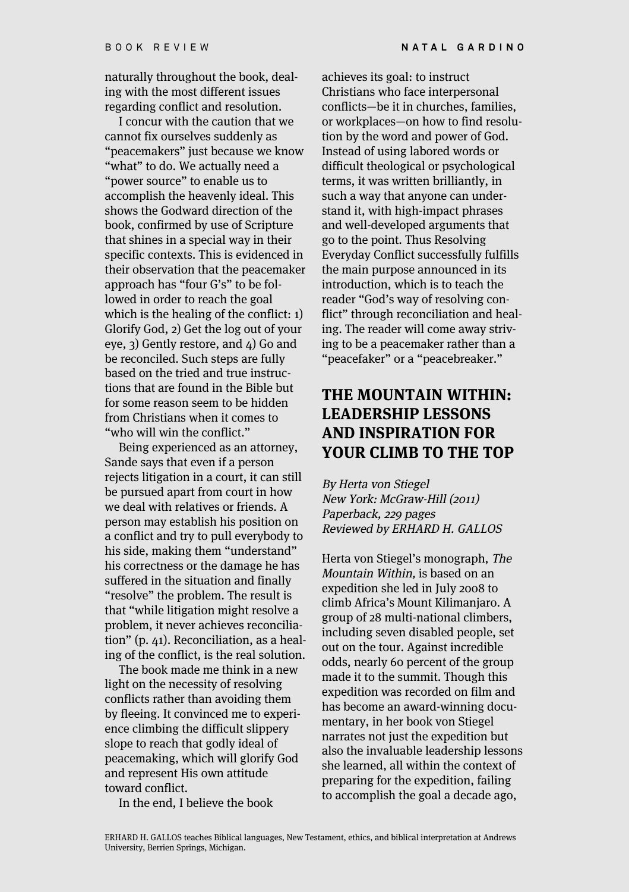naturally throughout the book, dealing with the most different issues regarding conflict and resolution.

I concur with the caution that we cannot fix ourselves suddenly as "peacemakers" just because we know "what" to do. We actually need a "power source" to enable us to accomplish the heavenly ideal. This shows the Godward direction of the book, confirmed by use of Scripture that shines in a special way in their specific contexts. This is evidenced in their observation that the peacemaker approach has "four G's" to be followed in order to reach the goal which is the healing of the conflict: 1) Glorify God, 2) Get the log out of your eye, 3) Gently restore, and 4) Go and be reconciled. Such steps are fully based on the tried and true instructions that are found in the Bible but for some reason seem to be hidden from Christians when it comes to "who will win the conflict."

Being experienced as an attorney, Sande says that even if a person rejects litigation in a court, it can still be pursued apart from court in how we deal with relatives or friends. A person may establish his position on a conflict and try to pull everybody to his side, making them "understand" his correctness or the damage he has suffered in the situation and finally "resolve" the problem. The result is that "while litigation might resolve a problem, it never achieves reconciliation" (p. 41). Reconciliation, as a healing of the conflict, is the real solution.

The book made me think in a new light on the necessity of resolving conflicts rather than avoiding them by fleeing. It convinced me to experience climbing the difficult slippery slope to reach that godly ideal of peacemaking, which will glorify God and represent His own attitude toward conflict.

In the end, I believe the book achieves its goal: to instruct Christians who face interpersonal conflicts—be it in churches, families, or workplaces—on how to find resolution by the word and power of God. Instead of using labored words or difficult theological or psychological terms, it was written brilliantly, in such a way that anyone can understand it, with high-impact phrases and well-developed arguments that go to the point. Thus Resolving Everyday Conflict successfully fulfills the main purpose announced in its introduction, which is to teach the reader "God's way of resolving conflict" through reconciliation and healing. The reader will come away striving to be a peacemaker rather than a "peacefaker" or a "peacebreaker."

## THE MOUNTAIN WITHIN: LEADERSHIP LESSONS AND INSPIRATION FOR YOUR CLIMB TO THE TOP

*By Herta von Stiegel*
*New York: McGraw-Hill (2011)*
*Paperback, 229 pages*
*Reviewed by ERHARD H. GALLOS*

Herta von Stiegel's monograph, *The Mountain Within,* is based on an expedition she led in July 2008 to climb Africa's Mount Kilimanjaro. A group of 28 multi-national climbers, including seven disabled people, set out on the tour. Against incredible odds, nearly 60 percent of the group made it to the summit. Though this expedition was recorded on film and has become an award-winning documentary, in her book von Stiegel narrates not just the expedition but also the invaluable leadership lessons she learned, all within the context of preparing for the expedition, failing to accomplish the goal a decade ago,

ERHARD H. GALLOS teaches Biblical languages, New Testament, ethics, and biblical interpretation at Andrews University, Berrien Springs, Michigan.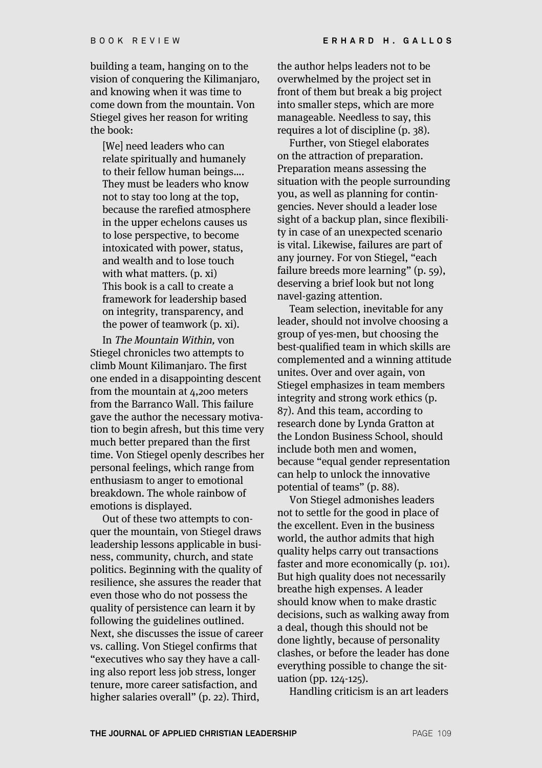building a team, hanging on to the vision of conquering the Kilimanjaro, and knowing when it was time to come down from the mountain. Von Stiegel gives her reason for writing the book:

> [We] need leaders who can relate spiritually and humanely to their fellow human beings.... They must be leaders who know not to stay too long at the top, because the rarefied atmosphere in the upper echelons causes us to lose perspective, to become intoxicated with power, status, and wealth and to lose touch with what matters. (p. xi)
> This book is a call to create a framework for leadership based on integrity, transparency, and the power of teamwork (p. xi).

In *The Mountain Within,* von Stiegel chronicles two attempts to climb Mount Kilimanjaro. The first one ended in a disappointing descent from the mountain at 4,200 meters from the Barranco Wall. This failure gave the author the necessary motivation to begin afresh, but this time very much better prepared than the first time. Von Stiegel openly describes her personal feelings, which range from enthusiasm to anger to emotional breakdown. The whole rainbow of emotions is displayed.

Out of these two attempts to conquer the mountain, von Stiegel draws leadership lessons applicable in business, community, church, and state politics. Beginning with the quality of resilience, she assures the reader that even those who do not possess the quality of persistence can learn it by following the guidelines outlined. Next, she discusses the issue of career vs. calling. Von Stiegel confirms that "executives who say they have a calling also report less job stress, longer tenure, more career satisfaction, and higher salaries overall" (p. 22). Third, the author helps leaders not to be overwhelmed by the project set in front of them but break a big project into smaller steps, which are more manageable. Needless to say, this requires a lot of discipline (p. 38).

Further, von Stiegel elaborates on the attraction of preparation. Preparation means assessing the situation with the people surrounding you, as well as planning for contingencies. Never should a leader lose sight of a backup plan, since flexibility in case of an unexpected scenario is vital. Likewise, failures are part of any journey. For von Stiegel, "each failure breeds more learning" (p. 59), deserving a brief look but not long navel-gazing attention.

Team selection, inevitable for any leader, should not involve choosing a group of yes-men, but choosing the best-qualified team in which skills are complemented and a winning attitude unites. Over and over again, von Stiegel emphasizes in team members integrity and strong work ethics (p. 87). And this team, according to research done by Lynda Gratton at the London Business School, should include both men and women, because "equal gender representation can help to unlock the innovative potential of teams" (p. 88).

Von Stiegel admonishes leaders not to settle for the good in place of the excellent. Even in the business world, the author admits that high quality helps carry out transactions faster and more economically (p. 101). But high quality does not necessarily breathe high expenses. A leader should know when to make drastic decisions, such as walking away from a deal, though this should not be done lightly, because of personality clashes, or before the leader has done everything possible to change the situation (pp. 124-125).

Handling criticism is an art leaders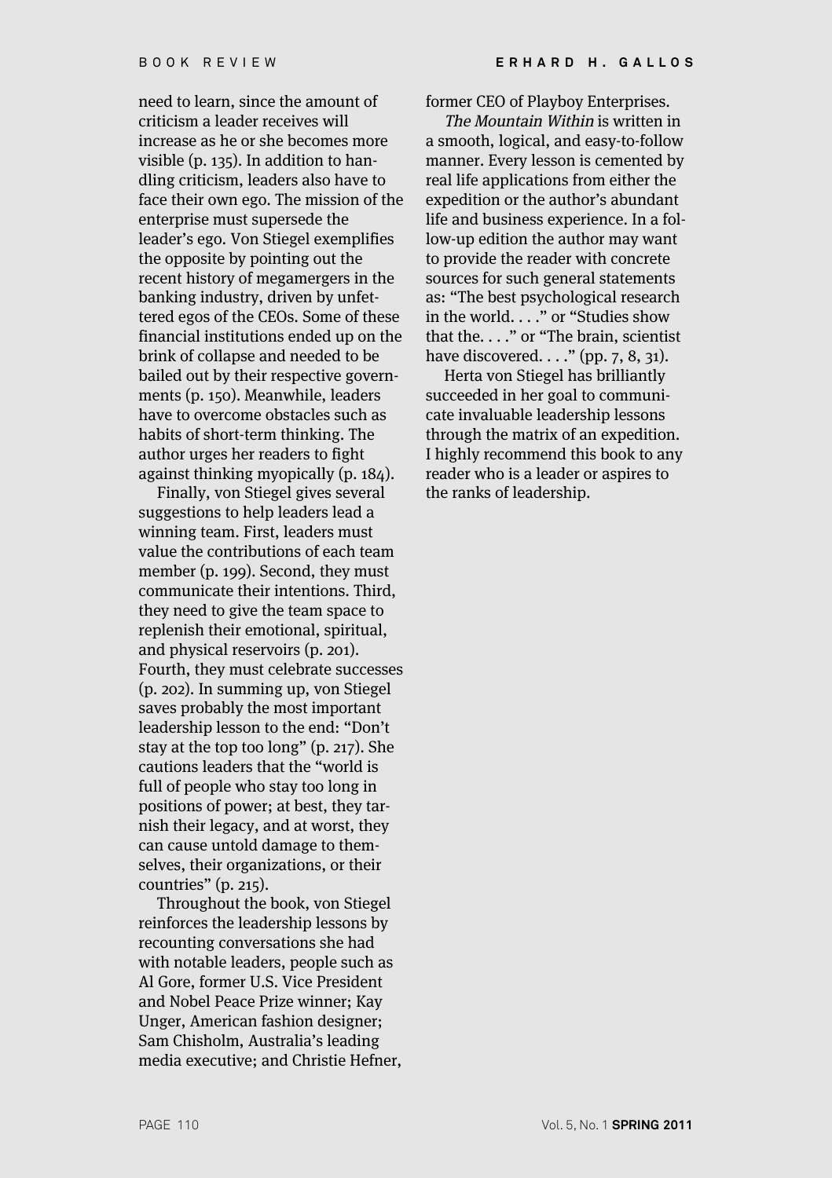need to learn, since the amount of criticism a leader receives will increase as he or she becomes more visible (p. 135). In addition to handling criticism, leaders also have to face their own ego. The mission of the enterprise must supersede the leader's ego. Von Stiegel exemplifies the opposite by pointing out the recent history of megamergers in the banking industry, driven by unfettered egos of the CEOs. Some of these financial institutions ended up on the brink of collapse and needed to be bailed out by their respective governments (p. 150). Meanwhile, leaders have to overcome obstacles such as habits of short-term thinking. The author urges her readers to fight against thinking myopically (p. 184).

Finally, von Stiegel gives several suggestions to help leaders lead a winning team. First, leaders must value the contributions of each team member (p. 199). Second, they must communicate their intentions. Third, they need to give the team space to replenish their emotional, spiritual, and physical reservoirs (p. 201). Fourth, they must celebrate successes (p. 202). In summing up, von Stiegel saves probably the most important leadership lesson to the end: "Don't stay at the top too long" (p. 217). She cautions leaders that the "world is full of people who stay too long in positions of power; at best, they tarnish their legacy, and at worst, they can cause untold damage to themselves, their organizations, or their countries" (p. 215).

Throughout the book, von Stiegel reinforces the leadership lessons by recounting conversations she had with notable leaders, people such as Al Gore, former U.S. Vice President and Nobel Peace Prize winner; Kay Unger, American fashion designer; Sam Chisholm, Australia's leading media executive; and Christie Hefner, former CEO of Playboy Enterprises.

*The Mountain Within* is written in a smooth, logical, and easy-to-follow manner. Every lesson is cemented by real life applications from either the expedition or the author's abundant life and business experience. In a follow-up edition the author may want to provide the reader with concrete sources for such general statements as: "The best psychological research in the world. . . ." or "Studies show that the. . . ." or "The brain, scientist have discovered. . . ." (pp. 7, 8, 31).

Herta von Stiegel has brilliantly succeeded in her goal to communicate invaluable leadership lessons through the matrix of an expedition. I highly recommend this book to any reader who is a leader or aspires to the ranks of leadership.